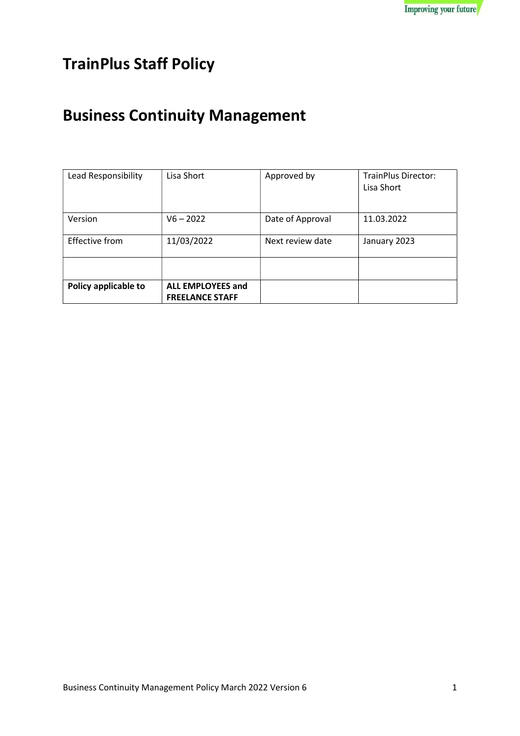# TrainPlus Staff Policy

# Business Continuity Management

| Lead Responsibility | Lisa Short | Approved by | TrainPlus Director: Lisa Short |
| --- | --- | --- | --- |
| Version | V6 – 2022 | Date of Approval | 11.03.2022 |
| Effective from | 11/03/2022 | Next review date | January 2023 |
| | | | |
| **Policy applicable to** | **ALL EMPLOYEES and FREELANCE STAFF** | | |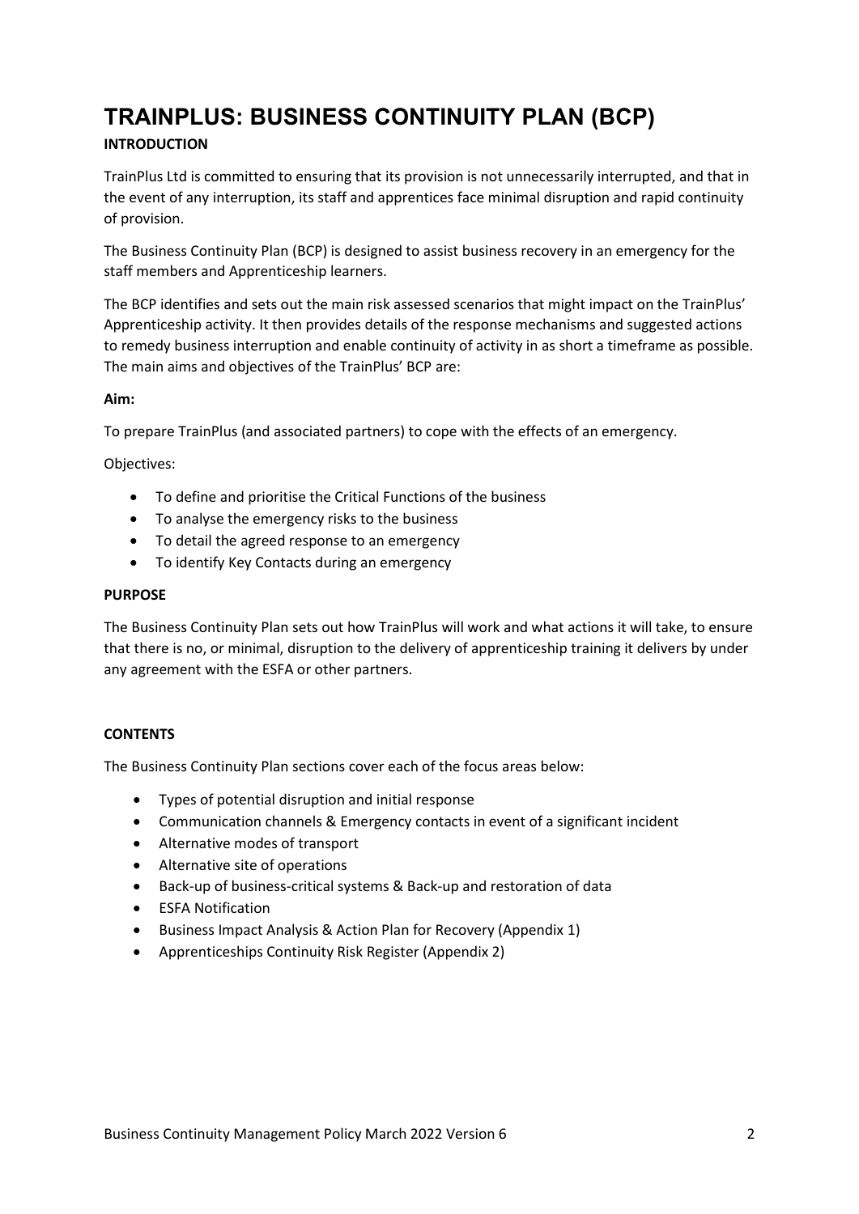# TRAINPLUS: BUSINESS CONTINUITY PLAN (BCP)

## INTRODUCTION

TrainPlus Ltd is committed to ensuring that its provision is not unnecessarily interrupted, and that in the event of any interruption, its staff and apprentices face minimal disruption and rapid continuity of provision.

The Business Continuity Plan (BCP) is designed to assist business recovery in an emergency for the staff members and Apprenticeship learners.

The BCP identifies and sets out the main risk assessed scenarios that might impact on the TrainPlus' Apprenticeship activity. It then provides details of the response mechanisms and suggested actions to remedy business interruption and enable continuity of activity in as short a timeframe as possible. The main aims and objectives of the TrainPlus' BCP are:

**Aim:**

To prepare TrainPlus (and associated partners) to cope with the effects of an emergency.

Objectives:

- To define and prioritise the Critical Functions of the business
- To analyse the emergency risks to the business
- To detail the agreed response to an emergency
- To identify Key Contacts during an emergency

## PURPOSE

The Business Continuity Plan sets out how TrainPlus will work and what actions it will take, to ensure that there is no, or minimal, disruption to the delivery of apprenticeship training it delivers by under any agreement with the ESFA or other partners.

## CONTENTS

The Business Continuity Plan sections cover each of the focus areas below:

- Types of potential disruption and initial response
- Communication channels & Emergency contacts in event of a significant incident
- Alternative modes of transport
- Alternative site of operations
- Back-up of business-critical systems & Back-up and restoration of data
- ESFA Notification
- Business Impact Analysis & Action Plan for Recovery (Appendix 1)
- Apprenticeships Continuity Risk Register (Appendix 2)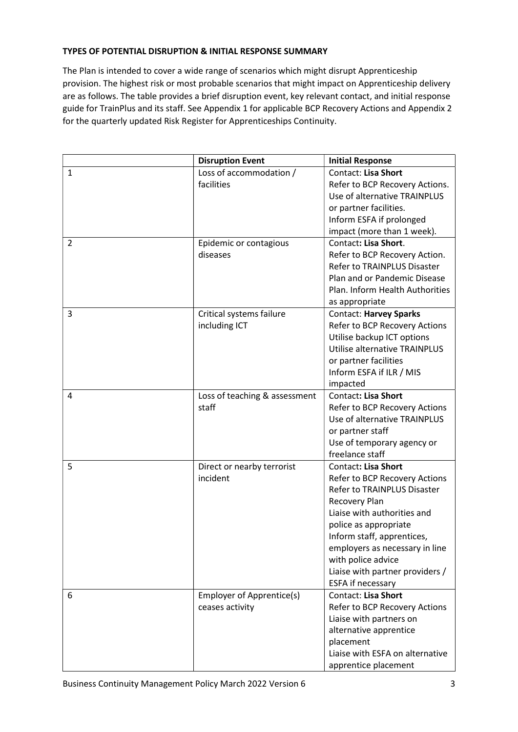**TYPES OF POTENTIAL DISRUPTION & INITIAL RESPONSE SUMMARY**

The Plan is intended to cover a wide range of scenarios which might disrupt Apprenticeship provision. The highest risk or most probable scenarios that might impact on Apprenticeship delivery are as follows. The table provides a brief disruption event, key relevant contact, and initial response guide for TrainPlus and its staff. See Appendix 1 for applicable BCP Recovery Actions and Appendix 2 for the quarterly updated Risk Register for Apprenticeships Continuity.

| | **Disruption Event** | **Initial Response** |
|---|---|---|
| 1 | Loss of accommodation / facilities | Contact: **Lisa Short**<br>Refer to BCP Recovery Actions.<br>Use of alternative TRAINPLUS or partner facilities.<br>Inform ESFA if prolonged impact (more than 1 week). |
| 2 | Epidemic or contagious diseases | Contact**: Lisa Short**.<br>Refer to BCP Recovery Action.<br>Refer to TRAINPLUS Disaster Plan and or Pandemic Disease Plan. Inform Health Authorities as appropriate |
| 3 | Critical systems failure including ICT | Contact: **Harvey Sparks**<br>Refer to BCP Recovery Actions<br>Utilise backup ICT options<br>Utilise alternative TRAINPLUS or partner facilities<br>Inform ESFA if ILR / MIS impacted |
| 4 | Loss of teaching & assessment staff | Contact**: Lisa Short**<br>Refer to BCP Recovery Actions<br>Use of alternative TRAINPLUS or partner staff<br>Use of temporary agency or freelance staff |
| 5 | Direct or nearby terrorist incident | Contact**: Lisa Short**<br>Refer to BCP Recovery Actions<br>Refer to TRAINPLUS Disaster Recovery Plan<br>Liaise with authorities and police as appropriate<br>Inform staff, apprentices, employers as necessary in line with police advice<br>Liaise with partner providers / ESFA if necessary |
| 6 | Employer of Apprentice(s) ceases activity | Contact: **Lisa Short**<br>Refer to BCP Recovery Actions<br>Liaise with partners on alternative apprentice placement<br>Liaise with ESFA on alternative apprentice placement |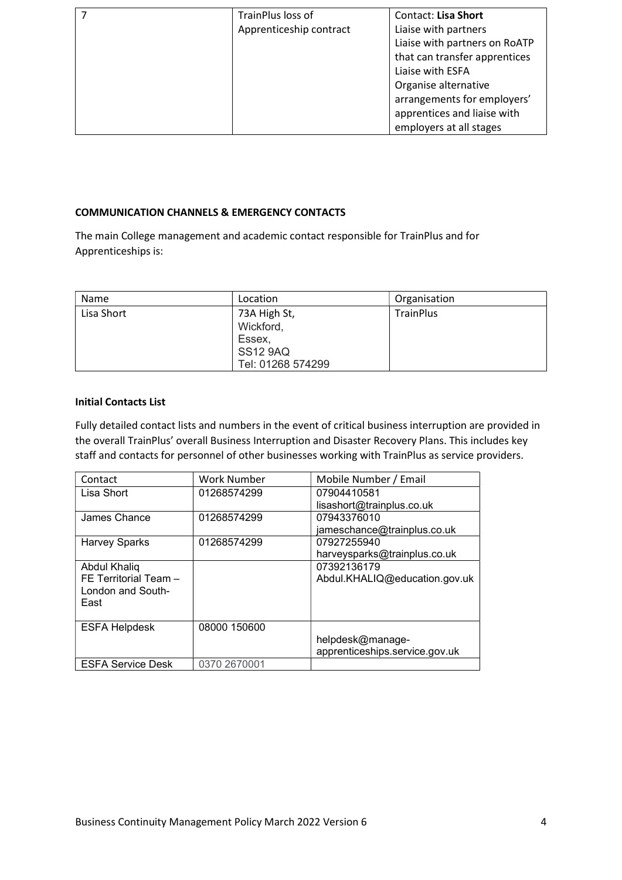| 7 | TrainPlus loss of Apprenticeship contract | Contact: **Lisa Short**<br>Liaise with partners<br>Liaise with partners on RoATP that can transfer apprentices<br>Liaise with ESFA<br>Organise alternative arrangements for employers' apprentices and liaise with employers at all stages |
|---|---|---|

**COMMUNICATION CHANNELS & EMERGENCY CONTACTS**

The main College management and academic contact responsible for TrainPlus and for Apprenticeships is:

| Name | Location | Organisation |
|---|---|---|
| Lisa Short | 73A High St,<br>Wickford,<br>Essex,<br>SS12 9AQ<br>Tel: 01268 574299 | TrainPlus |

**Initial Contacts List**

Fully detailed contact lists and numbers in the event of critical business interruption are provided in the overall TrainPlus' overall Business Interruption and Disaster Recovery Plans. This includes key staff and contacts for personnel of other businesses working with TrainPlus as service providers.

| Contact | Work Number | Mobile Number / Email |
|---|---|---|
| Lisa Short | 01268574299 | 07904410581<br>lisashort@trainplus.co.uk |
| James Chance | 01268574299 | 07943376010<br>jameschance@trainplus.co.uk |
| Harvey Sparks | 01268574299 | 07927255940<br>harveysparks@trainplus.co.uk |
| Abdul Khaliq<br>FE Territorial Team – London and South-East | | 07392136179<br>Abdul.KHALIQ@education.gov.uk |
| ESFA Helpdesk | 08000 150600 | helpdesk@manage-apprenticeships.service.gov.uk |
| ESFA Service Desk | 0370 2670001 | |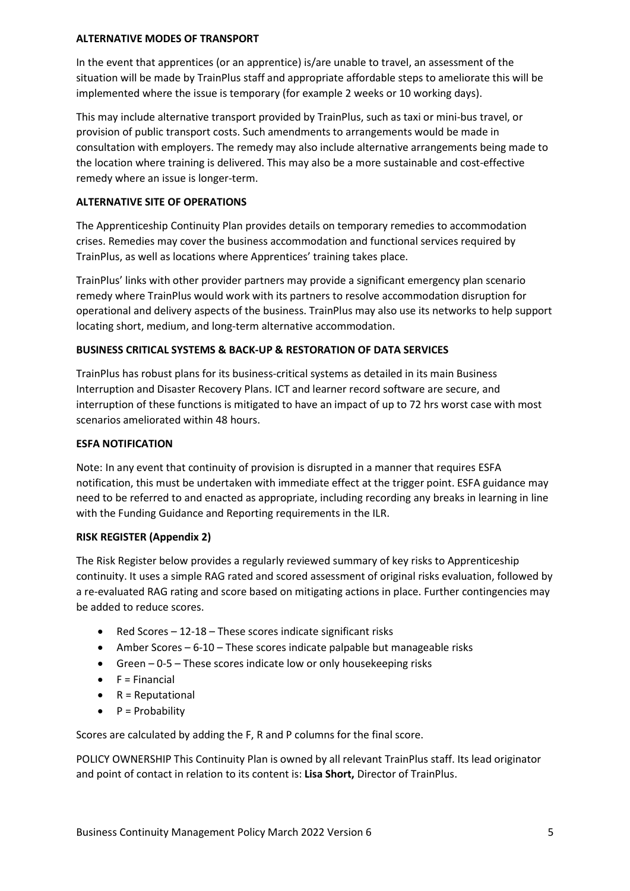**ALTERNATIVE MODES OF TRANSPORT**

In the event that apprentices (or an apprentice) is/are unable to travel, an assessment of the situation will be made by TrainPlus staff and appropriate affordable steps to ameliorate this will be implemented where the issue is temporary (for example 2 weeks or 10 working days).

This may include alternative transport provided by TrainPlus, such as taxi or mini-bus travel, or provision of public transport costs. Such amendments to arrangements would be made in consultation with employers. The remedy may also include alternative arrangements being made to the location where training is delivered. This may also be a more sustainable and cost-effective remedy where an issue is longer-term.

**ALTERNATIVE SITE OF OPERATIONS**

The Apprenticeship Continuity Plan provides details on temporary remedies to accommodation crises. Remedies may cover the business accommodation and functional services required by TrainPlus, as well as locations where Apprentices' training takes place.

TrainPlus' links with other provider partners may provide a significant emergency plan scenario remedy where TrainPlus would work with its partners to resolve accommodation disruption for operational and delivery aspects of the business. TrainPlus may also use its networks to help support locating short, medium, and long-term alternative accommodation.

**BUSINESS CRITICAL SYSTEMS & BACK-UP & RESTORATION OF DATA SERVICES**

TrainPlus has robust plans for its business-critical systems as detailed in its main Business Interruption and Disaster Recovery Plans. ICT and learner record software are secure, and interruption of these functions is mitigated to have an impact of up to 72 hrs worst case with most scenarios ameliorated within 48 hours.

**ESFA NOTIFICATION**

Note: In any event that continuity of provision is disrupted in a manner that requires ESFA notification, this must be undertaken with immediate effect at the trigger point. ESFA guidance may need to be referred to and enacted as appropriate, including recording any breaks in learning in line with the Funding Guidance and Reporting requirements in the ILR.

**RISK REGISTER (Appendix 2)**

The Risk Register below provides a regularly reviewed summary of key risks to Apprenticeship continuity. It uses a simple RAG rated and scored assessment of original risks evaluation, followed by a re-evaluated RAG rating and score based on mitigating actions in place. Further contingencies may be added to reduce scores.

- Red Scores – 12-18 – These scores indicate significant risks
- Amber Scores – 6-10 – These scores indicate palpable but manageable risks
- Green – 0-5 – These scores indicate low or only housekeeping risks
- F = Financial
- R = Reputational
- P = Probability

Scores are calculated by adding the F, R and P columns for the final score.

POLICY OWNERSHIP This Continuity Plan is owned by all relevant TrainPlus staff. Its lead originator and point of contact in relation to its content is: **Lisa Short,** Director of TrainPlus.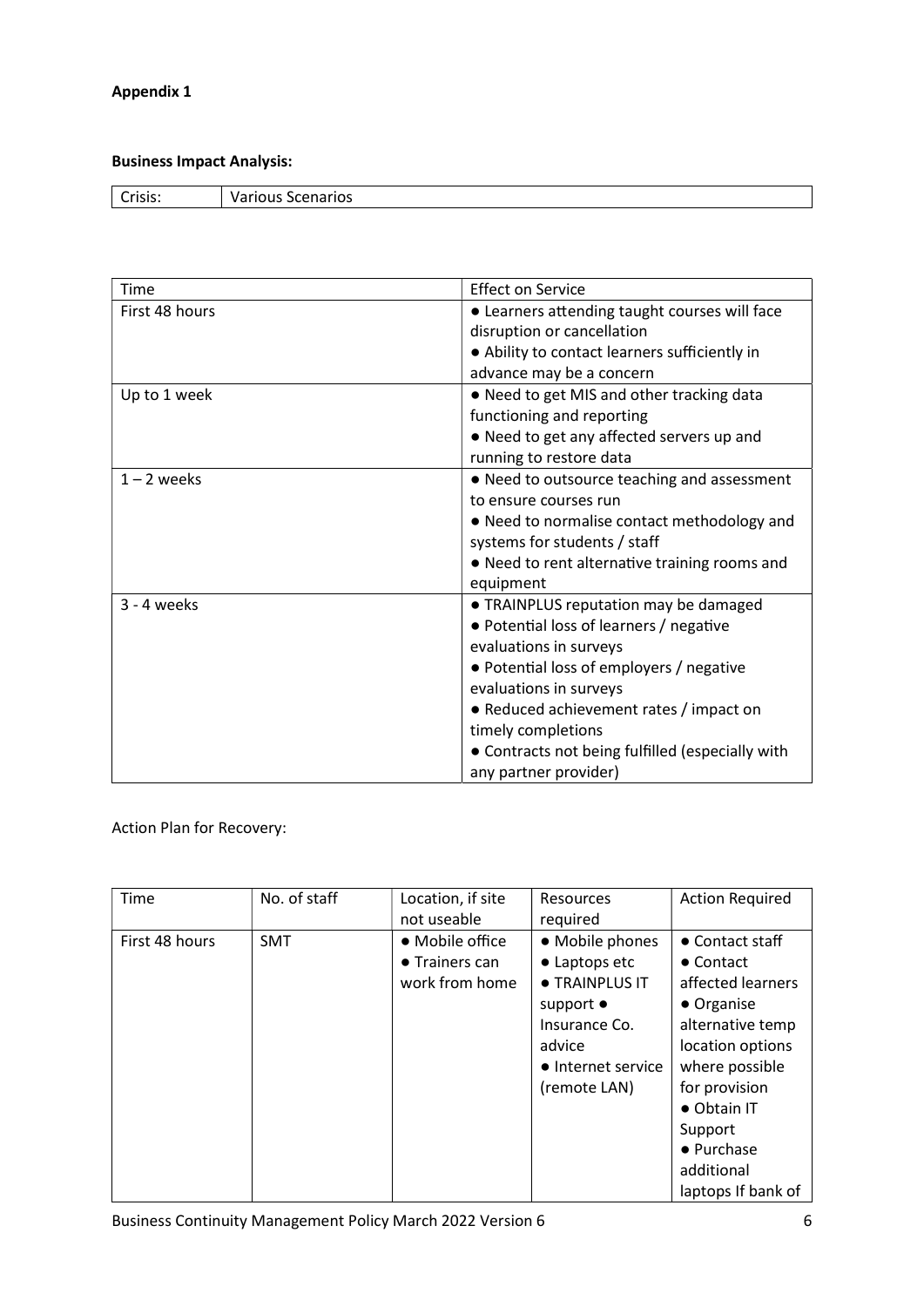**Appendix 1**

**Business Impact Analysis:**

| Crisis: | Various Scenarios |
|---|---|

| Time | Effect on Service |
|---|---|
| First 48 hours | ● Learners attending taught courses will face disruption or cancellation<br>● Ability to contact learners sufficiently in advance may be a concern |
| Up to 1 week | ● Need to get MIS and other tracking data functioning and reporting<br>● Need to get any affected servers up and running to restore data |
| 1 – 2 weeks | ● Need to outsource teaching and assessment to ensure courses run<br>● Need to normalise contact methodology and systems for students / staff<br>● Need to rent alternative training rooms and equipment |
| 3 - 4 weeks | ● TRAINPLUS reputation may be damaged<br>● Potential loss of learners / negative evaluations in surveys<br>● Potential loss of employers / negative evaluations in surveys<br>● Reduced achievement rates / impact on timely completions<br>● Contracts not being fulfilled (especially with any partner provider) |

Action Plan for Recovery:

| Time | No. of staff | Location, if site not useable | Resources required | Action Required |
|---|---|---|---|---|
| First 48 hours | SMT | ● Mobile office<br>● Trainers can work from home | ● Mobile phones<br>● Laptops etc<br>● TRAINPLUS IT support ● Insurance Co. advice<br>● Internet service (remote LAN) | ● Contact staff<br>● Contact affected learners<br>● Organise alternative temp location options where possible for provision<br>● Obtain IT Support<br>● Purchase additional laptops If bank of |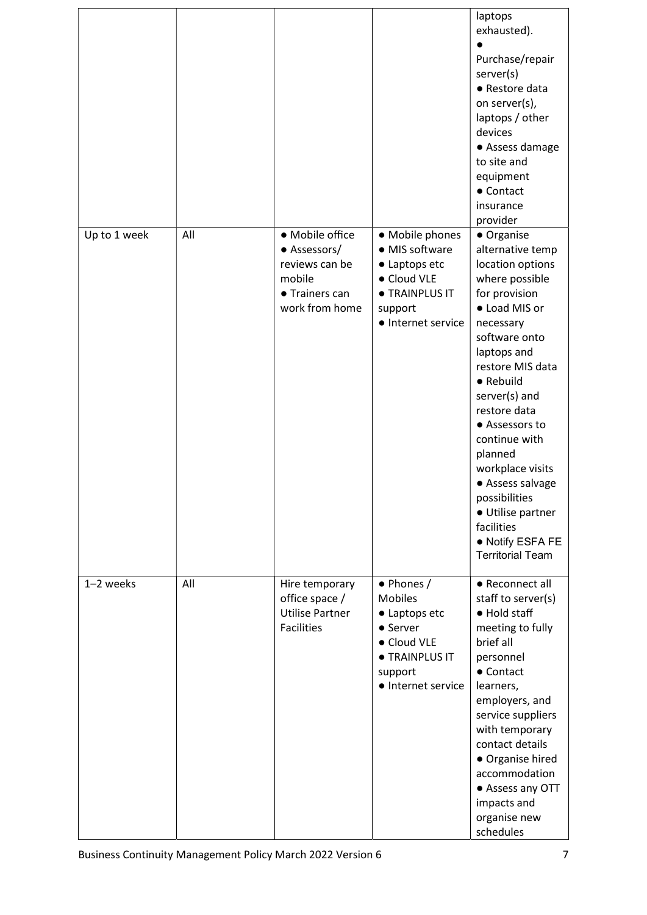| | | | | |
|---|---|---|---|---|
| | | | | laptops exhausted).<br>●<br>Purchase/repair server(s)<br>● Restore data on server(s), laptops / other devices<br>● Assess damage to site and equipment<br>● Contact insurance provider |
| Up to 1 week | All | ● Mobile office<br>● Assessors/ reviews can be mobile<br>● Trainers can work from home | ● Mobile phones<br>● MIS software<br>● Laptops etc<br>● Cloud VLE<br>● TRAINPLUS IT support<br>● Internet service | ● Organise alternative temp location options where possible for provision<br>● Load MIS or necessary software onto laptops and restore MIS data<br>● Rebuild server(s) and restore data<br>● Assessors to continue with planned workplace visits<br>● Assess salvage possibilities<br>● Utilise partner facilities<br>● Notify ESFA FE Territorial Team |
| 1–2 weeks | All | Hire temporary office space / Utilise Partner Facilities | ● Phones / Mobiles<br>● Laptops etc<br>● Server<br>● Cloud VLE<br>● TRAINPLUS IT support<br>● Internet service | ● Reconnect all staff to server(s)<br>● Hold staff meeting to fully brief all personnel<br>● Contact learners, employers, and service suppliers with temporary contact details<br>● Organise hired accommodation<br>● Assess any OTT impacts and organise new schedules |

Business Continuity Management Policy March 2022 Version 6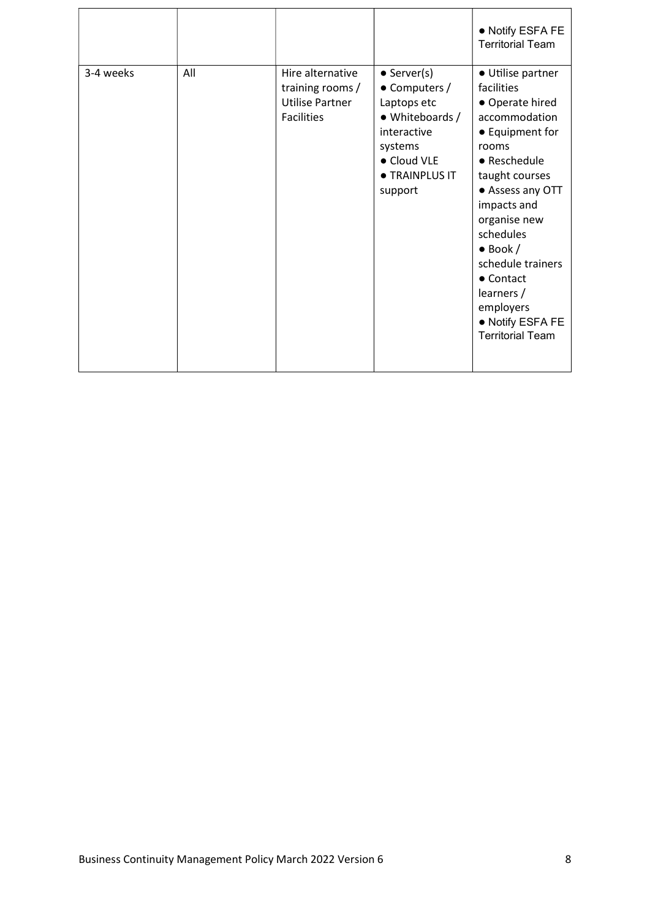| | | | | |
|---|---|---|---|---|
| | | | | ● Notify ESFA FE Territorial Team |
| 3-4 weeks | All | Hire alternative training rooms / Utilise Partner Facilities | ● Server(s)<br>● Computers / Laptops etc<br>● Whiteboards / interactive systems<br>● Cloud VLE<br>● TRAINPLUS IT support | ● Utilise partner facilities<br>● Operate hired accommodation<br>● Equipment for rooms<br>● Reschedule taught courses<br>● Assess any OTT impacts and organise new schedules<br>● Book / schedule trainers<br>● Contact learners / employers<br>● Notify ESFA FE Territorial Team |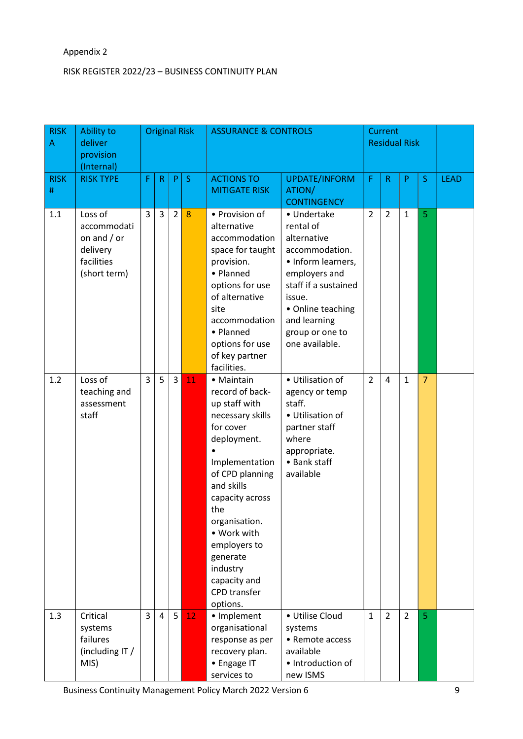Appendix 2

RISK REGISTER 2022/23 – BUSINESS CONTINUITY PLAN

| RISK A | Ability to deliver provision (Internal) | Original Risk | | | | ASSURANCE & CONTROLS | | Current Residual Risk | | | | |
|---|---|---|---|---|---|---|---|---|---|---|---|---|
| RISK # | RISK TYPE | F | R | P | S | ACTIONS TO MITIGATE RISK | UPDATE/INFORMATION/ CONTINGENCY | F | R | P | S | LEAD |
| 1.1 | Loss of accommodation and / or delivery facilities (short term) | 3 | 3 | 2 | 8 | • Provision of alternative accommodation space for taught provision. • Planned options for use of alternative site accommodation • Planned options for use of key partner facilities. | • Undertake rental of alternative accommodation. • Inform learners, employers and staff if a sustained issue. • Online teaching and learning group or one to one available. | 2 | 2 | 1 | 5 | |
| 1.2 | Loss of teaching and assessment staff | 3 | 5 | 3 | 11 | • Maintain record of back-up staff with necessary skills for cover deployment. • Implementation of CPD planning and skills capacity across the organisation. • Work with employers to generate industry capacity and CPD transfer options. | • Utilisation of agency or temp staff. • Utilisation of partner staff where appropriate. • Bank staff available | 2 | 4 | 1 | 7 | |
| 1.3 | Critical systems failures (including IT / MIS) | 3 | 4 | 5 | 12 | • Implement organisational response as per recovery plan. • Engage IT services to | • Utilise Cloud systems • Remote access available • Introduction of new ISMS | 1 | 2 | 2 | 5 | |

Business Continuity Management Policy March 2022 Version 6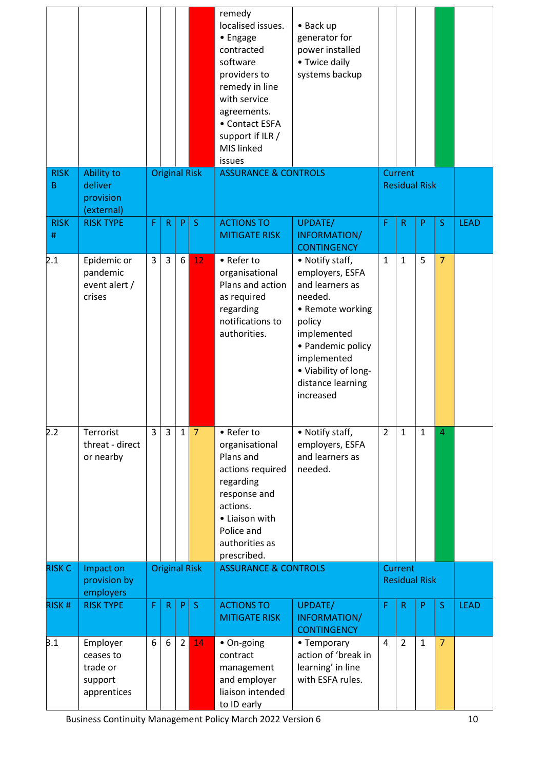| | | | | | | | | | | | | |
|---|---|---|---|---|---|---|---|---|---|---|---|---|
| | | | | | | remedy localised issues. • Engage contracted software providers to remedy in line with service agreements. • Contact ESFA support if ILR / MIS linked issues | • Back up generator for power installed • Twice daily systems backup | | | | | |
| RISK B | Ability to deliver provision (external) | Original Risk | | | | ASSURANCE & CONTROLS | | Current Residual Risk | | | | |
| RISK # | RISK TYPE | F | R | P | S | ACTIONS TO MITIGATE RISK | UPDATE/ INFORMATION/ CONTINGENCY | F | R | P | S | LEAD |
| 2.1 | Epidemic or pandemic event alert / crises | 3 | 3 | 6 | 12 | • Refer to organisational Plans and action as required regarding notifications to authorities. | • Notify staff, employers, ESFA and learners as needed. • Remote working policy implemented • Pandemic policy implemented • Viability of long-distance learning increased | 1 | 1 | 5 | 7 | |
| 2.2 | Terrorist threat - direct or nearby | 3 | 3 | 1 | 7 | • Refer to organisational Plans and actions required regarding response and actions. • Liaison with Police and authorities as prescribed. | • Notify staff, employers, ESFA and learners as needed. | 2 | 1 | 1 | 4 | |
| RISK C | Impact on provision by employers | Original Risk | | | | ASSURANCE & CONTROLS | | Current Residual Risk | | | | |
| RISK # | RISK TYPE | F | R | P | S | ACTIONS TO MITIGATE RISK | UPDATE/ INFORMATION/ CONTINGENCY | F | R | P | S | LEAD |
| 3.1 | Employer ceases to trade or support apprentices | 6 | 6 | 2 | 14 | • On-going contract management and employer liaison intended to ID early | • Temporary action of 'break in learning' in line with ESFA rules. | 4 | 2 | 1 | 7 | |

Business Continuity Management Policy March 2022 Version 6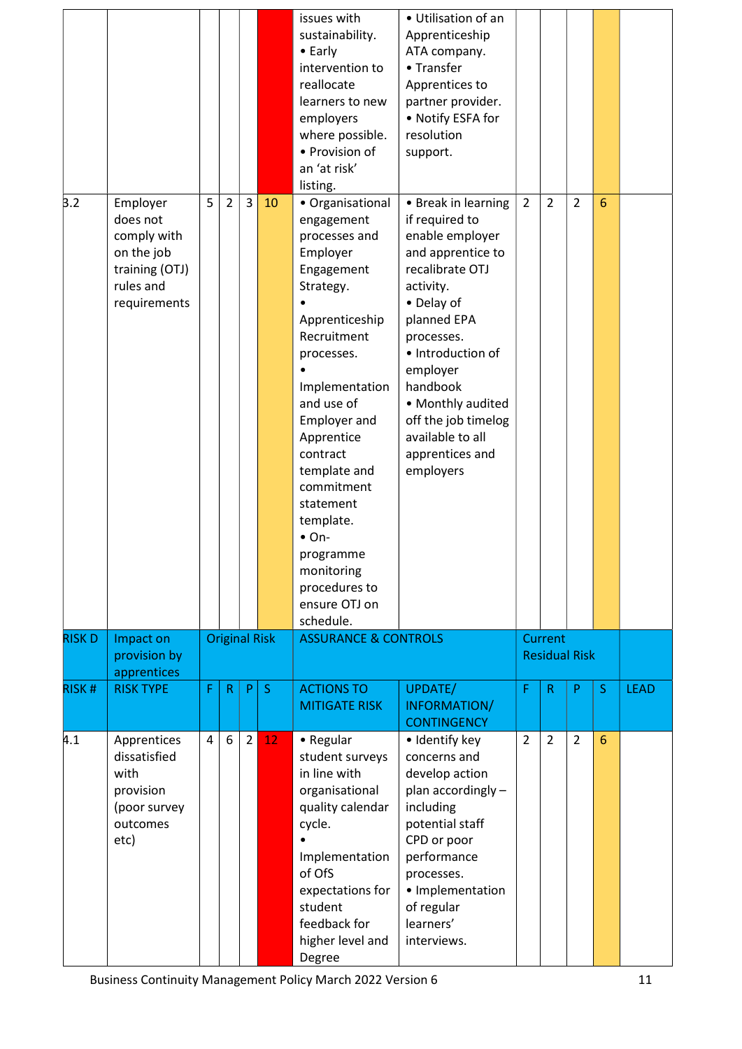| | | | | | | | | | | | | |
|---|---|---|---|---|---|---|---|---|---|---|---|---|
| | | | | | | issues with sustainability. • Early intervention to reallocate learners to new employers where possible. • Provision of an 'at risk' listing. | • Utilisation of an Apprenticeship ATA company. • Transfer Apprentices to partner provider. • Notify ESFA for resolution support. | | | | | |
| 3.2 | Employer does not comply with on the job training (OTJ) rules and requirements | 5 | 2 | 3 | 10 | • Organisational engagement processes and Employer Engagement Strategy. • Apprenticeship Recruitment processes. • Implementation and use of Employer and Apprentice contract template and commitment statement template. • On-programme monitoring procedures to ensure OTJ on schedule. | • Break in learning if required to enable employer and apprentice to recalibrate OTJ activity. • Delay of planned EPA processes. • Introduction of employer handbook • Monthly audited off the job timelog available to all apprentices and employers | 2 | 2 | 2 | 6 | |
| RISK D | Impact on provision by apprentices | Original Risk | | | | ASSURANCE & CONTROLS | | Current Residual Risk | | | | |
| RISK # | RISK TYPE | F | R | P | S | ACTIONS TO MITIGATE RISK | UPDATE/ INFORMATION/ CONTINGENCY | F | R | P | S | LEAD |
| 4.1 | Apprentices dissatisfied with provision (poor survey outcomes etc) | 4 | 6 | 2 | 12 | • Regular student surveys in line with organisational quality calendar cycle. • Implementation of OfS expectations for student feedback for higher level and Degree | • Identify key concerns and develop action plan accordingly – including potential staff CPD or poor performance processes. • Implementation of regular learners' interviews. | 2 | 2 | 2 | 6 | |

Business Continuity Management Policy March 2022 Version 6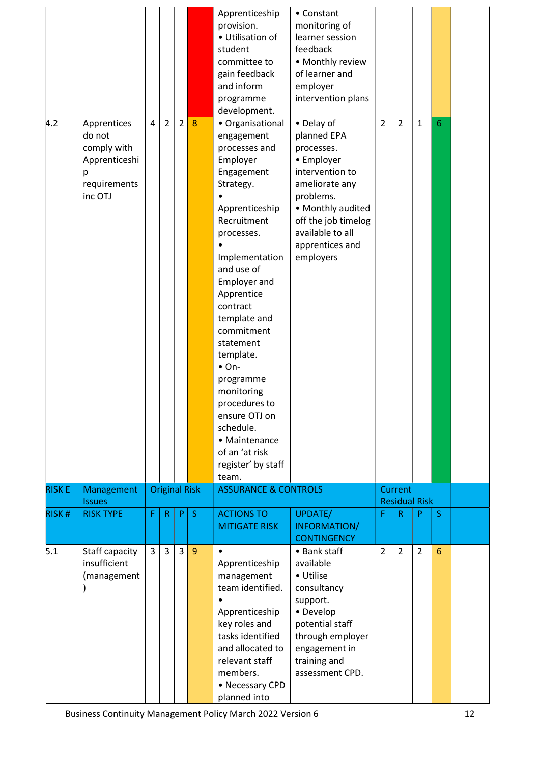| | | | | | | | | | | | | |
|---|---|---|---|---|---|---|---|---|---|---|---|---|
| | | | | | | Apprenticeship provision.<br>• Utilisation of student committee to gain feedback and inform programme development. | • Constant monitoring of learner session feedback<br>• Monthly review of learner and employer intervention plans | | | | | |
| 4.2 | Apprentices do not comply with Apprenticeship requirements inc OTJ | 4 | 2 | 2 | 8 | • Organisational engagement processes and Employer Engagement Strategy.<br>• Apprenticeship Recruitment processes.<br>• Implementation and use of Employer and Apprentice contract template and commitment statement template.<br>• On-programme monitoring procedures to ensure OTJ on schedule.<br>• Maintenance of an 'at risk register' by staff team. | • Delay of planned EPA processes.<br>• Employer intervention to ameliorate any problems.<br>• Monthly audited off the job timelog available to all apprentices and employers | 2 | 2 | 1 | 6 | |
| **RISK E** | **Management Issues** | **Original Risk** | | | | **ASSURANCE & CONTROLS** | | **Current Residual Risk** | | | | |
| **RISK #** | **RISK TYPE** | **F** | **R** | **P** | **S** | **ACTIONS TO MITIGATE RISK** | **UPDATE/ INFORMATION/ CONTINGENCY** | **F** | **R** | **P** | **S** | |
| 5.1 | Staff capacity insufficient (management) | 3 | 3 | 3 | 9 | • Apprenticeship management team identified.<br>• Apprenticeship key roles and tasks identified and allocated to relevant staff members.<br>• Necessary CPD planned into | • Bank staff available<br>• Utilise consultancy support.<br>• Develop potential staff through employer engagement in training and assessment CPD. | 2 | 2 | 2 | 6 | |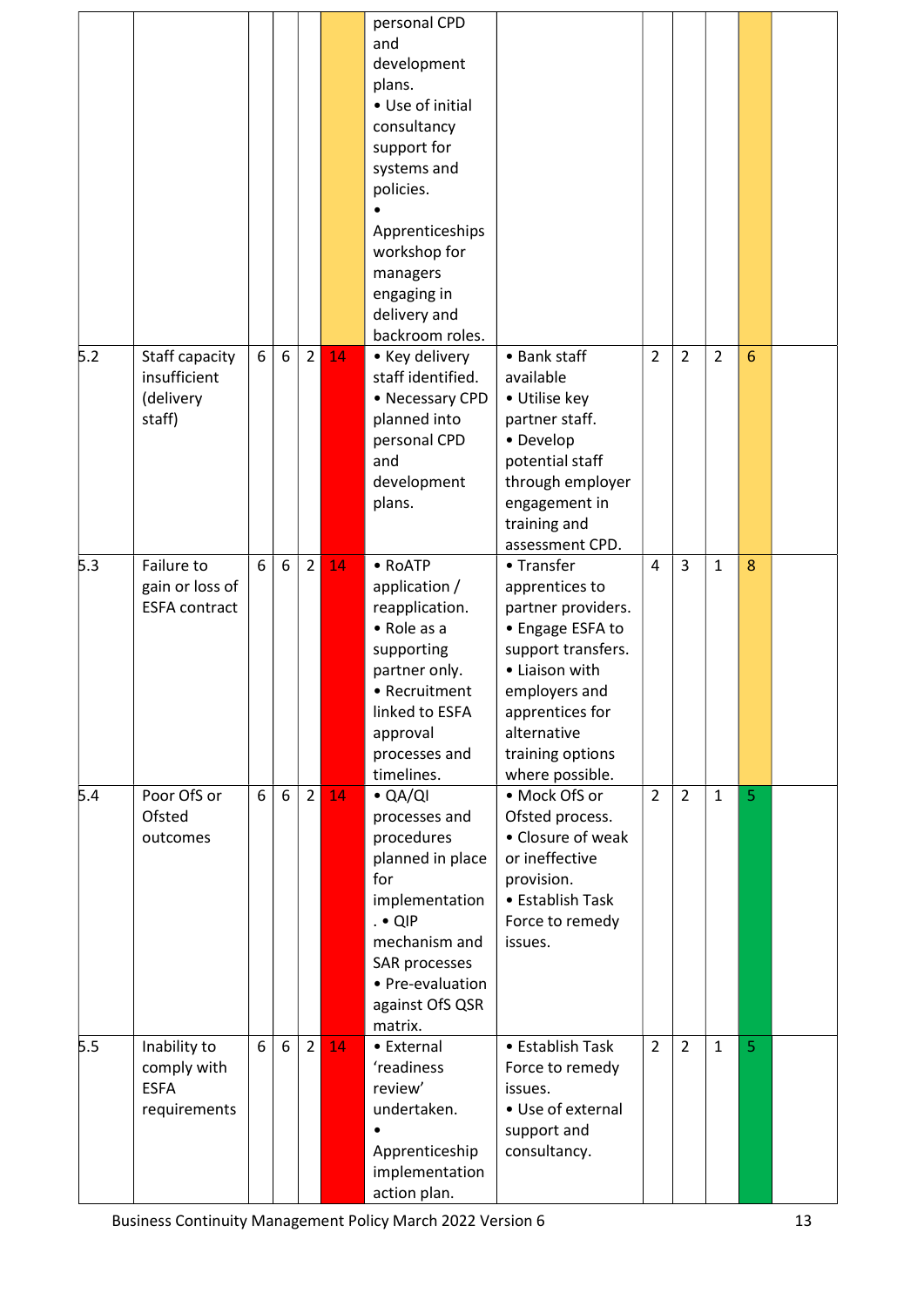| | | | | | | | | | | | | |
|---|---|---|---|---|---|---|---|---|---|---|---|---|
| | | | | | | personal CPD and development plans. • Use of initial consultancy support for systems and policies. • Apprenticeships workshop for managers engaging in delivery and backroom roles. | | | | | | |
| 5.2 | Staff capacity insufficient (delivery staff) | 6 | 6 | 2 | 14 | • Key delivery staff identified. • Necessary CPD planned into personal CPD and development plans. | • Bank staff available • Utilise key partner staff. • Develop potential staff through employer engagement in training and assessment CPD. | 2 | 2 | 2 | 6 | |
| 5.3 | Failure to gain or loss of ESFA contract | 6 | 6 | 2 | 14 | • RoATP application / reapplication. • Role as a supporting partner only. • Recruitment linked to ESFA approval processes and timelines. | • Transfer apprentices to partner providers. • Engage ESFA to support transfers. • Liaison with employers and apprentices for alternative training options where possible. | 4 | 3 | 1 | 8 | |
| 5.4 | Poor OfS or Ofsted outcomes | 6 | 6 | 2 | 14 | • QA/QI processes and procedures planned in place for implementation. • QIP mechanism and SAR processes • Pre-evaluation against OfS QSR matrix. | • Mock OfS or Ofsted process. • Closure of weak or ineffective provision. • Establish Task Force to remedy issues. | 2 | 2 | 1 | 5 | |
| 5.5 | Inability to comply with ESFA requirements | 6 | 6 | 2 | 14 | • External 'readiness review' undertaken. • Apprenticeship implementation action plan. | • Establish Task Force to remedy issues. • Use of external support and consultancy. | 2 | 2 | 1 | 5 | |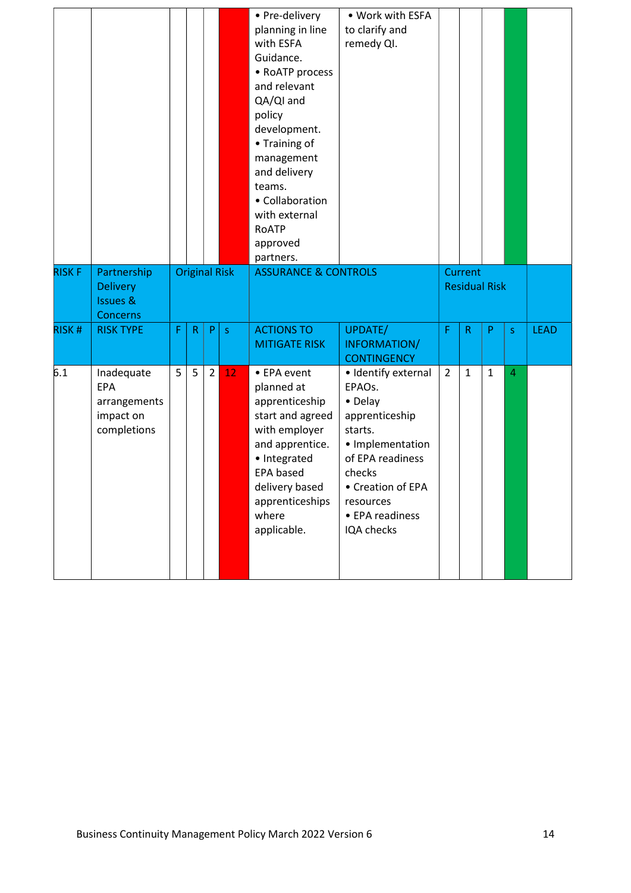| | | | | | | | | | | | | |
|---|---|---|---|---|---|---|---|---|---|---|---|---|
| | | | | | • Pre-delivery planning in line with ESFA Guidance.<br>• RoATP process and relevant QA/QI and policy development.<br>• Training of management and delivery teams.<br>• Collaboration with external RoATP approved partners. | • Work with ESFA to clarify and remedy QI. | | | | | |
| RISK F | Partnership Delivery Issues & Concerns | Original Risk | | | | ASSURANCE & CONTROLS | | Current Residual Risk | | | | |
| RISK # | RISK TYPE | F | R | P | S | ACTIONS TO MITIGATE RISK | UPDATE/ INFORMATION/ CONTINGENCY | F | R | P | S | LEAD |
| 6.1 | Inadequate EPA arrangements impact on completions | 5 | 5 | 2 | 12 | • EPA event planned at apprenticeship start and agreed with employer and apprentice.<br>• Integrated EPA based delivery based apprenticeships where applicable. | • Identify external EPAOs.<br>• Delay apprenticeship starts.<br>• Implementation of EPA readiness checks<br>• Creation of EPA resources<br>• EPA readiness IQA checks | 2 | 1 | 1 | 4 | |

Business Continuity Management Policy March 2022 Version 6